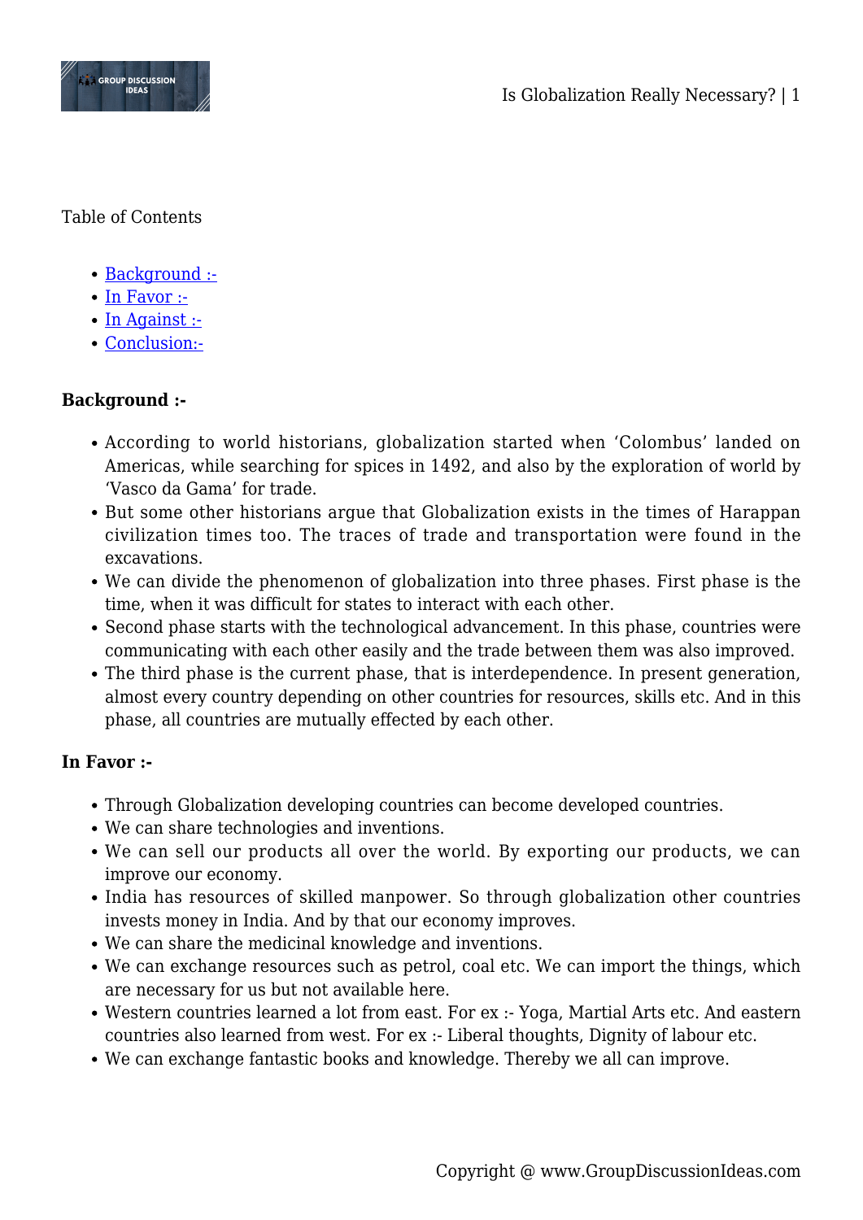Table of Contents

- Background :-
- In Favor :-
- In Against :-
- Conclusion:-

**Background :-**

- According to world historians, globalization started when 'Colombus' landed on Americas, while searching for spices in 1492, and also by the exploration of world by 'Vasco da Gama' for trade.
- But some other historians argue that Globalization exists in the times of Harappan civilization times too. The traces of trade and transportation were found in the excavations.
- We can divide the phenomenon of globalization into three phases. First phase is the time, when it was difficult for states to interact with each other.
- Second phase starts with the technological advancement. In this phase, countries were communicating with each other easily and the trade between them was also improved.
- The third phase is the current phase, that is interdependence. In present generation, almost every country depending on other countries for resources, skills etc. And in this phase, all countries are mutually effected by each other.

**In Favor :-**

- Through Globalization developing countries can become developed countries.
- We can share technologies and inventions.
- We can sell our products all over the world. By exporting our products, we can improve our economy.
- India has resources of skilled manpower. So through globalization other countries invests money in India. And by that our economy improves.
- We can share the medicinal knowledge and inventions.
- We can exchange resources such as petrol, coal etc. We can import the things, which are necessary for us but not available here.
- Western countries learned a lot from east. For ex :- Yoga, Martial Arts etc. And eastern countries also learned from west. For ex :- Liberal thoughts, Dignity of labour etc.
- We can exchange fantastic books and knowledge. Thereby we all can improve.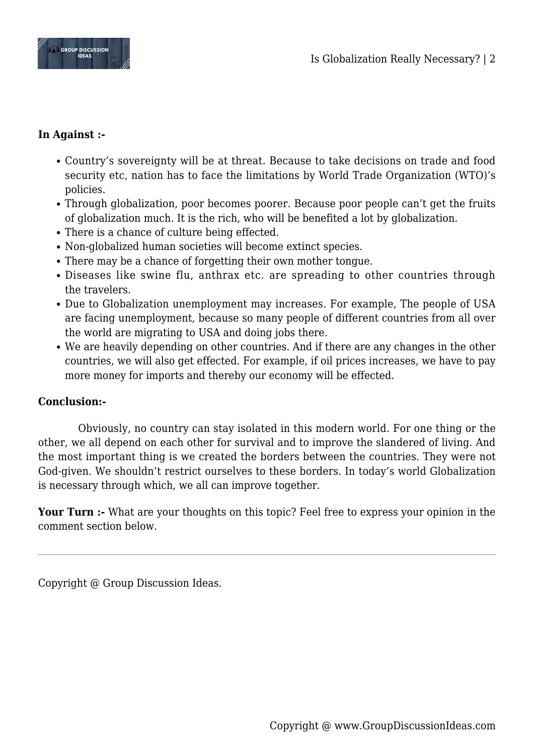**In Against :-**

- Country's sovereignty will be at threat. Because to take decisions on trade and food security etc, nation has to face the limitations by World Trade Organization (WTO)'s policies.
- Through globalization, poor becomes poorer. Because poor people can't get the fruits of globalization much. It is the rich, who will be benefited a lot by globalization.
- There is a chance of culture being effected.
- Non-globalized human societies will become extinct species.
- There may be a chance of forgetting their own mother tongue.
- Diseases like swine flu, anthrax etc. are spreading to other countries through the travelers.
- Due to Globalization unemployment may increases. For example, The people of USA are facing unemployment, because so many people of different countries from all over the world are migrating to USA and doing jobs there.
- We are heavily depending on other countries. And if there are any changes in the other countries, we will also get effected. For example, if oil prices increases, we have to pay more money for imports and thereby our economy will be effected.

**Conclusion:-**

Obviously, no country can stay isolated in this modern world. For one thing or the other, we all depend on each other for survival and to improve the slandered of living. And the most important thing is we created the borders between the countries. They were not God-given. We shouldn't restrict ourselves to these borders. In today's world Globalization is necessary through which, we all can improve together.

**Your Turn :-** What are your thoughts on this topic? Feel free to express your opinion in the comment section below.

---

Copyright @ Group Discussion Ideas.